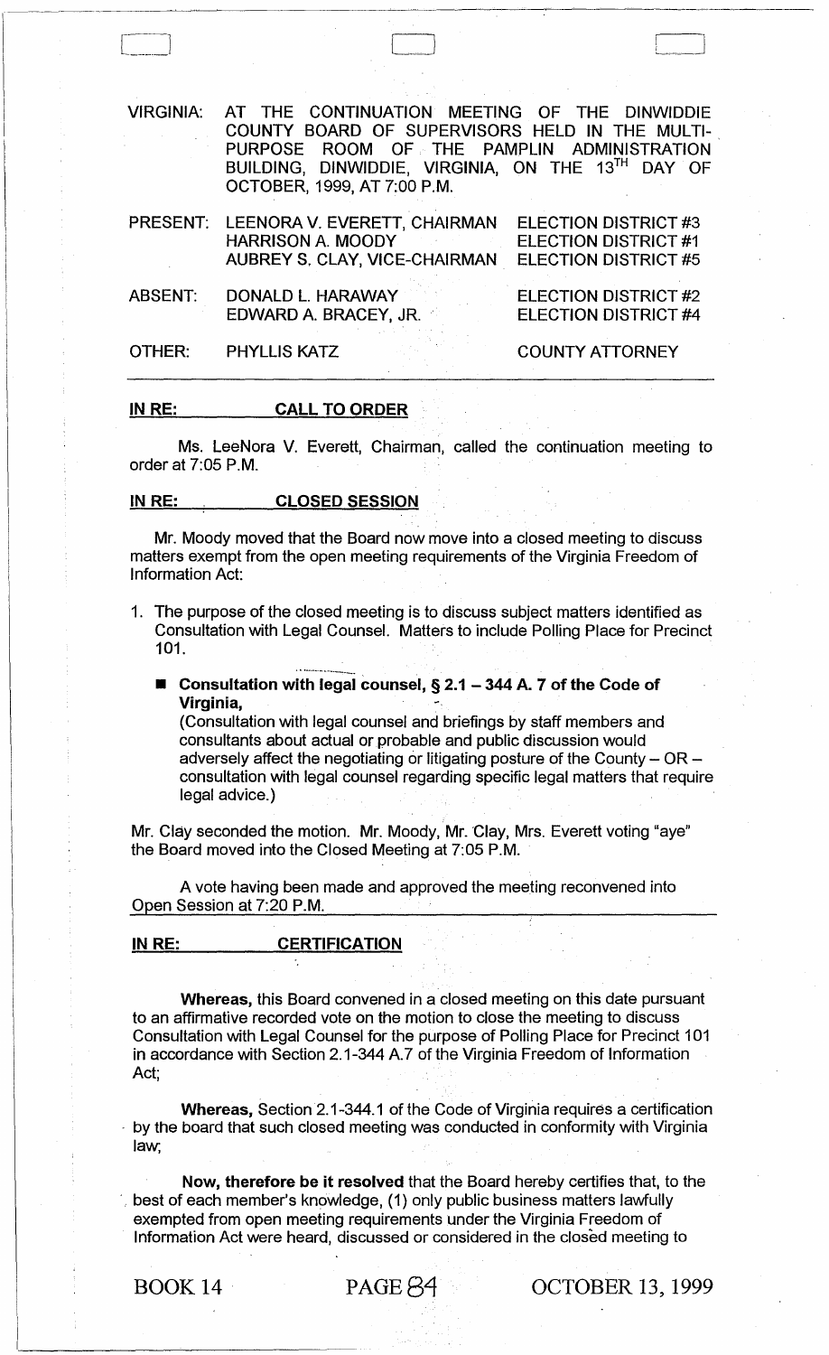VIRGINIA: AT THE CONTINUATION MEETING OF THE DINWIDDIE COUNTY BOARD OF SUPERVISORS HELD IN THE MULTI-PURPOSE ROOM OF THE PAMPLIN ADMINISTRATION BUILDING, DINWIDDIE, VIRGINIA, ON THE 13TH DAY OF OCTOBER, 1999, AT 7:00 P.M.

| | | |
|---|---|---|
| PRESENT: | LEENORA V. EVERETT, CHAIRMAN | ELECTION DISTRICT #3 |
| | HARRISON A. MOODY | ELECTION DISTRICT #1 |
| | AUBREY S. CLAY, VICE-CHAIRMAN | ELECTION DISTRICT #5 |
| ABSENT: | DONALD L. HARAWAY | ELECTION DISTRICT #2 |
| | EDWARD A. BRACEY, JR. | ELECTION DISTRICT #4 |
| OTHER: | PHYLLIS KATZ | COUNTY ATTORNEY |

**IN RE: CALL TO ORDER**

Ms. LeeNora V. Everett, Chairman, called the continuation meeting to order at 7:05 P.M.

**IN RE: CLOSED SESSION**

Mr. Moody moved that the Board now move into a closed meeting to discuss matters exempt from the open meeting requirements of the Virginia Freedom of Information Act:

1. The purpose of the closed meeting is to discuss subject matters identified as Consultation with Legal Counsel. Matters to include Polling Place for Precinct 101.

- **Consultation with legal counsel, § 2.1 – 344 A. 7 of the Code of Virginia,**
  (Consultation with legal counsel and briefings by staff members and consultants about actual or probable and public discussion would adversely affect the negotiating or litigating posture of the County – OR – consultation with legal counsel regarding specific legal matters that require legal advice.)

Mr. Clay seconded the motion. Mr. Moody, Mr. Clay, Mrs. Everett voting "aye" the Board moved into the Closed Meeting at 7:05 P.M.

A vote having been made and approved the meeting reconvened into Open Session at 7:20 P.M.

**IN RE: CERTIFICATION**

**Whereas,** this Board convened in a closed meeting on this date pursuant to an affirmative recorded vote on the motion to close the meeting to discuss Consultation with Legal Counsel for the purpose of Polling Place for Precinct 101 in accordance with Section 2.1-344 A.7 of the Virginia Freedom of Information Act;

**Whereas,** Section 2.1-344.1 of the Code of Virginia requires a certification by the board that such closed meeting was conducted in conformity with Virginia law;

**Now, therefore be it resolved** that the Board hereby certifies that, to the best of each member's knowledge, (1) only public business matters lawfully exempted from open meeting requirements under the Virginia Freedom of Information Act were heard, discussed or considered in the closed meeting to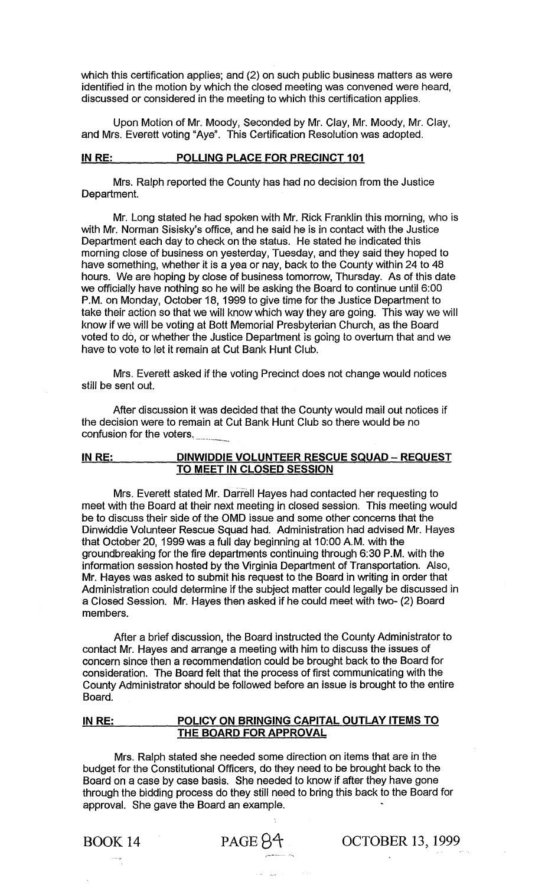which this certification applies; and (2) on such public business matters as were identified in the motion by which the closed meeting was convened were heard, discussed or considered in the meeting to which this certification applies.

Upon Motion of Mr. Moody, Seconded by Mr. Clay, Mr. Moody, Mr. Clay, and Mrs. Everett voting "Aye". This Certification Resolution was adopted.

**IN RE: POLLING PLACE FOR PRECINCT 101**

Mrs. Ralph reported the County has had no decision from the Justice Department.

Mr. Long stated he had spoken with Mr. Rick Franklin this morning, who is with Mr. Norman Sisisky's office, and he said he is in contact with the Justice Department each day to check on the status. He stated he indicated this morning close of business on yesterday, Tuesday, and they said they hoped to have something, whether it is a yea or nay, back to the County within 24 to 48 hours. We are hoping by close of business tomorrow, Thursday. As of this date we officially have nothing so he will be asking the Board to continue until 6:00 P.M. on Monday, October 18, 1999 to give time for the Justice Department to take their action so that we will know which way they are going. This way we will know if we will be voting at Bott Memorial Presbyterian Church, as the Board voted to do, or whether the Justice Department is going to overturn that and we have to vote to let it remain at Cut Bank Hunt Club.

Mrs. Everett asked if the voting Precinct does not change would notices still be sent out.

After discussion it was decided that the County would mail out notices if the decision were to remain at Cut Bank Hunt Club so there would be no confusion for the voters.

**IN RE: DINWIDDIE VOLUNTEER RESCUE SQUAD – REQUEST TO MEET IN CLOSED SESSION**

Mrs. Everett stated Mr. Darrell Hayes had contacted her requesting to meet with the Board at their next meeting in closed session. This meeting would be to discuss their side of the OMD issue and some other concerns that the Dinwiddie Volunteer Rescue Squad had. Administration had advised Mr. Hayes that October 20, 1999 was a full day beginning at 10:00 A.M. with the groundbreaking for the fire departments continuing through 6:30 P.M. with the information session hosted by the Virginia Department of Transportation. Also, Mr. Hayes was asked to submit his request to the Board in writing in order that Administration could determine if the subject matter could legally be discussed in a Closed Session. Mr. Hayes then asked if he could meet with two- (2) Board members.

After a brief discussion, the Board instructed the County Administrator to contact Mr. Hayes and arrange a meeting with him to discuss the issues of concern since then a recommendation could be brought back to the Board for consideration. The Board felt that the process of first communicating with the County Administrator should be followed before an issue is brought to the entire Board.

**IN RE: POLICY ON BRINGING CAPITAL OUTLAY ITEMS TO THE BOARD FOR APPROVAL**

Mrs. Ralph stated she needed some direction on items that are in the budget for the Constitutional Officers, do they need to be brought back to the Board on a case by case basis. She needed to know if after they have gone through the bidding process do they still need to bring this back to the Board for approval. She gave the Board an example.

BOOK 14 PAGE 84 OCTOBER 13, 1999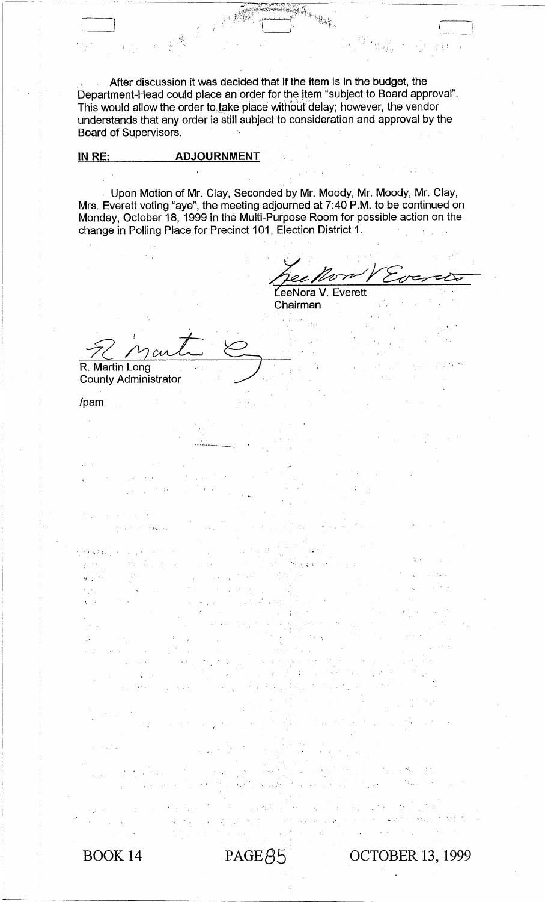After discussion it was decided that if the item is in the budget, the Department-Head could place an order for the item "subject to Board approval". This would allow the order to take place without delay; however, the vendor understands that any order is still subject to consideration and approval by the Board of Supervisors.

**IN RE: ADJOURNMENT**

Upon Motion of Mr. Clay, Seconded by Mr. Moody, Mr. Moody, Mr. Clay, Mrs. Everett voting "aye", the meeting adjourned at 7:40 P.M. to be continued on Monday, October 18, 1999 in the Multi-Purpose Room for possible action on the change in Polling Place for Precinct 101, Election District 1.

LeeNora V. Everett
Chairman

R. Martin Long
County Administrator

/pam

BOOK 14 PAGE 85 OCTOBER 13, 1999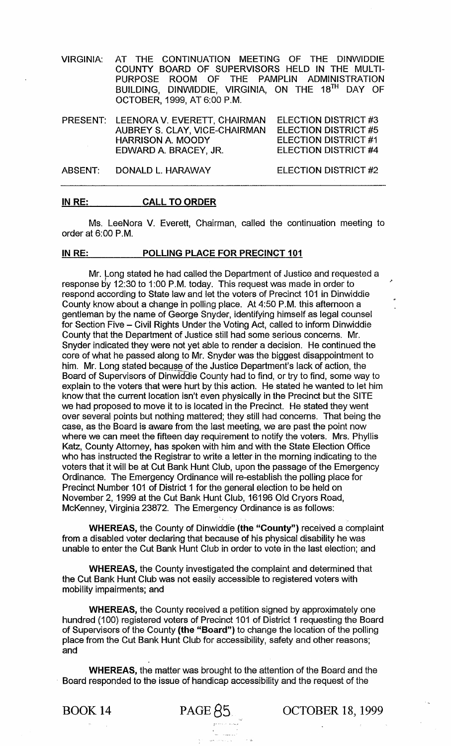VIRGINIA: AT THE CONTINUATION MEETING OF THE DINWIDDIE COUNTY BOARD OF SUPERVISORS HELD IN THE MULTI-PURPOSE ROOM OF THE PAMPLIN ADMINISTRATION BUILDING, DINWIDDIE, VIRGINIA, ON THE 18TH DAY OF OCTOBER, 1999, AT 6:00 P.M.

| | | |
|---|---|---|
| PRESENT: | LEENORA V. EVERETT, CHAIRMAN | ELECTION DISTRICT #3 |
| | AUBREY S. CLAY, VICE-CHAIRMAN | ELECTION DISTRICT #5 |
| | HARRISON A. MOODY | ELECTION DISTRICT #1 |
| | EDWARD A. BRACEY, JR. | ELECTION DISTRICT #4 |
| ABSENT: | DONALD L. HARAWAY | ELECTION DISTRICT #2 |

**IN RE: CALL TO ORDER**

Ms. LeeNora V. Everett, Chairman, called the continuation meeting to order at 6:00 P.M.

**IN RE: POLLING PLACE FOR PRECINCT 101**

Mr. Long stated he had called the Department of Justice and requested a response by 12:30 to 1:00 P.M. today. This request was made in order to respond according to State law and let the voters of Precinct 101 in Dinwiddie County know about a change in polling place. At 4:50 P.M. this afternoon a gentleman by the name of George Snyder, identifying himself as legal counsel for Section Five – Civil Rights Under the Voting Act, called to inform Dinwiddie County that the Department of Justice still had some serious concerns. Mr. Snyder indicated they were not yet able to render a decision. He continued the core of what he passed along to Mr. Snyder was the biggest disappointment to him. Mr. Long stated because of the Justice Department's lack of action, the Board of Supervisors of Dinwiddie County had to find, or try to find, some way to explain to the voters that were hurt by this action. He stated he wanted to let him know that the current location isn't even physically in the Precinct but the SITE we had proposed to move it to is located in the Precinct. He stated they went over several points but nothing mattered; they still had concerns. That being the case, as the Board is aware from the last meeting, we are past the point now where we can meet the fifteen day requirement to notify the voters. Mrs. Phyllis Katz, County Attorney, has spoken with him and with the State Election Office who has instructed the Registrar to write a letter in the morning indicating to the voters that it will be at Cut Bank Hunt Club, upon the passage of the Emergency Ordinance. The Emergency Ordinance will re-establish the polling place for Precinct Number 101 of District 1 for the general election to be held on November 2, 1999 at the Cut Bank Hunt Club, 16196 Old Cryors Road, McKenney, Virginia 23872. The Emergency Ordinance is as follows:

**WHEREAS,** the County of Dinwiddie **(the "County")** received a complaint from a disabled voter declaring that because of his physical disability he was unable to enter the Cut Bank Hunt Club in order to vote in the last election; and

**WHEREAS,** the County investigated the complaint and determined that the Cut Bank Hunt Club was not easily accessible to registered voters with mobility impairments; and

**WHEREAS,** the County received a petition signed by approximately one hundred (100) registered voters of Precinct 101 of District 1 requesting the Board of Supervisors of the County **(the "Board")** to change the location of the polling place from the Cut Bank Hunt Club for accessibility, safety and other reasons; and

**WHEREAS,** the matter was brought to the attention of the Board and the Board responded to the issue of handicap accessibility and the request of the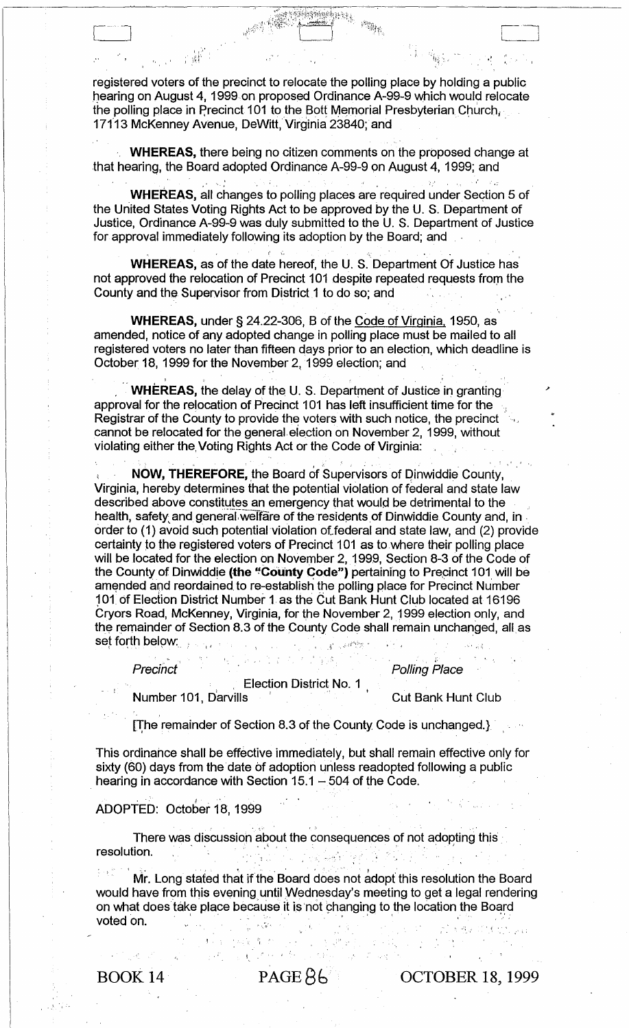registered voters of the precinct to relocate the polling place by holding a public hearing on August 4, 1999 on proposed Ordinance A-99-9 which would relocate the polling place in Precinct 101 to the Bott Memorial Presbyterian Church, 17113 McKenney Avenue, DeWitt, Virginia 23840; and

**WHEREAS,** there being no citizen comments on the proposed change at that hearing, the Board adopted Ordinance A-99-9 on August 4, 1999; and

**WHEREAS,** all changes to polling places are required under Section 5 of the United States Voting Rights Act to be approved by the U. S. Department of Justice, Ordinance A-99-9 was duly submitted to the U. S. Department of Justice for approval immediately following its adoption by the Board; and

**WHEREAS,** as of the date hereof, the U. S. Department Of Justice has not approved the relocation of Precinct 101 despite repeated requests from the County and the Supervisor from District 1 to do so; and

**WHEREAS,** under § 24.22-306, B of the <u>Code of Virginia</u>, 1950, as amended, notice of any adopted change in polling place must be mailed to all registered voters no later than fifteen days prior to an election, which deadline is October 18, 1999 for the November 2, 1999 election; and

**WHEREAS,** the delay of the U. S. Department of Justice in granting approval for the relocation of Precinct 101 has left insufficient time for the Registrar of the County to provide the voters with such notice, the precinct cannot be relocated for the general election on November 2, 1999, without violating either the Voting Rights Act or the Code of Virginia:

**NOW, THEREFORE,** the Board of Supervisors of Dinwiddie County, Virginia, hereby determines that the potential violation of federal and state law described above constitutes an emergency that would be detrimental to the health, safety and general welfare of the residents of Dinwiddie County and, in order to (1) avoid such potential violation of federal and state law, and (2) provide certainty to the registered voters of Precinct 101 as to where their polling place will be located for the election on November 2, 1999, Section 8-3 of the Code of the County of Dinwiddie **(the "County Code")** pertaining to Precinct 101 will be amended and reordained to re-establish the polling place for Precinct Number 101 of Election District Number 1 as the Cut Bank Hunt Club located at 16196 Cryors Road, McKenney, Virginia, for the November 2, 1999 election only, and the remainder of Section 8.3 of the County Code shall remain unchanged, all as set forth below:

| *Precinct* | *Polling Place* |
|---|---|
| Election District No. 1 | |
| Number 101, Darvills | Cut Bank Hunt Club |

[The remainder of Section 8.3 of the County Code is unchanged.]

This ordinance shall be effective immediately, but shall remain effective only for sixty (60) days from the date of adoption unless readopted following a public hearing in accordance with Section 15.1 – 504 of the Code.

ADOPTED: October 18, 1999

There was discussion about the consequences of not adopting this resolution.

Mr. Long stated that if the Board does not adopt this resolution the Board would have from this evening until Wednesday's meeting to get a legal rendering on what does take place because it is not changing to the location the Board voted on.

BOOK 14 PAGE 86 OCTOBER 18, 1999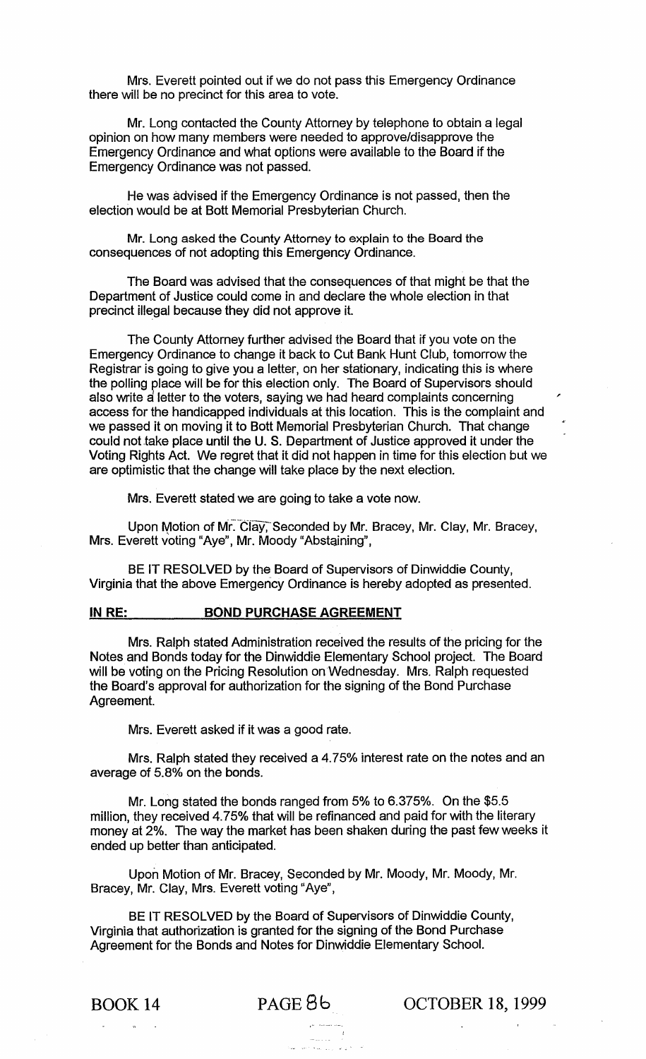Mrs. Everett pointed out if we do not pass this Emergency Ordinance there will be no precinct for this area to vote.

Mr. Long contacted the County Attorney by telephone to obtain a legal opinion on how many members were needed to approve/disapprove the Emergency Ordinance and what options were available to the Board if the Emergency Ordinance was not passed.

He was advised if the Emergency Ordinance is not passed, then the election would be at Bott Memorial Presbyterian Church.

Mr. Long asked the County Attorney to explain to the Board the consequences of not adopting this Emergency Ordinance.

The Board was advised that the consequences of that might be that the Department of Justice could come in and declare the whole election in that precinct illegal because they did not approve it.

The County Attorney further advised the Board that if you vote on the Emergency Ordinance to change it back to Cut Bank Hunt Club, tomorrow the Registrar is going to give you a letter, on her stationary, indicating this is where the polling place will be for this election only. The Board of Supervisors should also write a letter to the voters, saying we had heard complaints concerning access for the handicapped individuals at this location. This is the complaint and we passed it on moving it to Bott Memorial Presbyterian Church. That change could not take place until the U. S. Department of Justice approved it under the Voting Rights Act. We regret that it did not happen in time for this election but we are optimistic that the change will take place by the next election.

Mrs. Everett stated we are going to take a vote now.

Upon Motion of Mr. Clay, Seconded by Mr. Bracey, Mr. Clay, Mr. Bracey, Mrs. Everett voting "Aye", Mr. Moody "Abstaining",

BE IT RESOLVED by the Board of Supervisors of Dinwiddie County, Virginia that the above Emergency Ordinance is hereby adopted as presented.

**IN RE: BOND PURCHASE AGREEMENT**

Mrs. Ralph stated Administration received the results of the pricing for the Notes and Bonds today for the Dinwiddie Elementary School project. The Board will be voting on the Pricing Resolution on Wednesday. Mrs. Ralph requested the Board's approval for authorization for the signing of the Bond Purchase Agreement.

Mrs. Everett asked if it was a good rate.

Mrs. Ralph stated they received a 4.75% interest rate on the notes and an average of 5.8% on the bonds.

Mr. Long stated the bonds ranged from 5% to 6.375%. On the $5.5 million, they received 4.75% that will be refinanced and paid for with the literary money at 2%. The way the market has been shaken during the past few weeks it ended up better than anticipated.

Upon Motion of Mr. Bracey, Seconded by Mr. Moody, Mr. Moody, Mr. Bracey, Mr. Clay, Mrs. Everett voting "Aye",

BE IT RESOLVED by the Board of Supervisors of Dinwiddie County, Virginia that authorization is granted for the signing of the Bond Purchase Agreement for the Bonds and Notes for Dinwiddie Elementary School.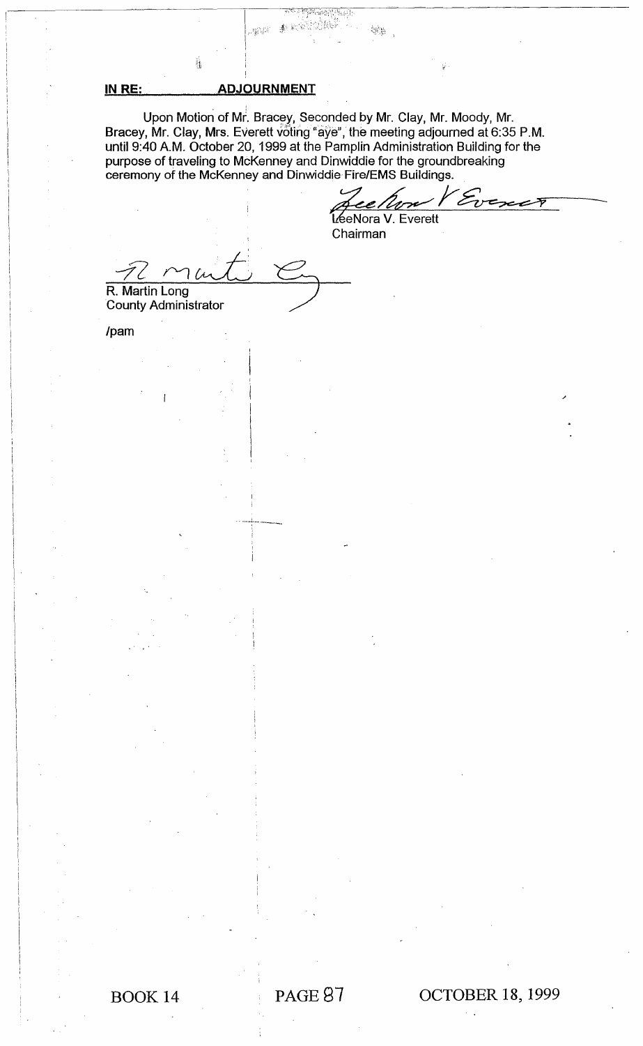**IN RE: ADJOURNMENT**

Upon Motion of Mr. Bracey, Seconded by Mr. Clay, Mr. Moody, Mr. Bracey, Mr. Clay, Mrs. Everett voting "aye", the meeting adjourned at 6:35 P.M. until 9:40 A.M. October 20, 1999 at the Pamplin Administration Building for the purpose of traveling to McKenney and Dinwiddie for the groundbreaking ceremony of the McKenney and Dinwiddie Fire/EMS Buildings.

LeeNora V. Everett
Chairman

R. Martin Long
County Administrator

/pam

BOOK 14 PAGE 87 OCTOBER 18, 1999